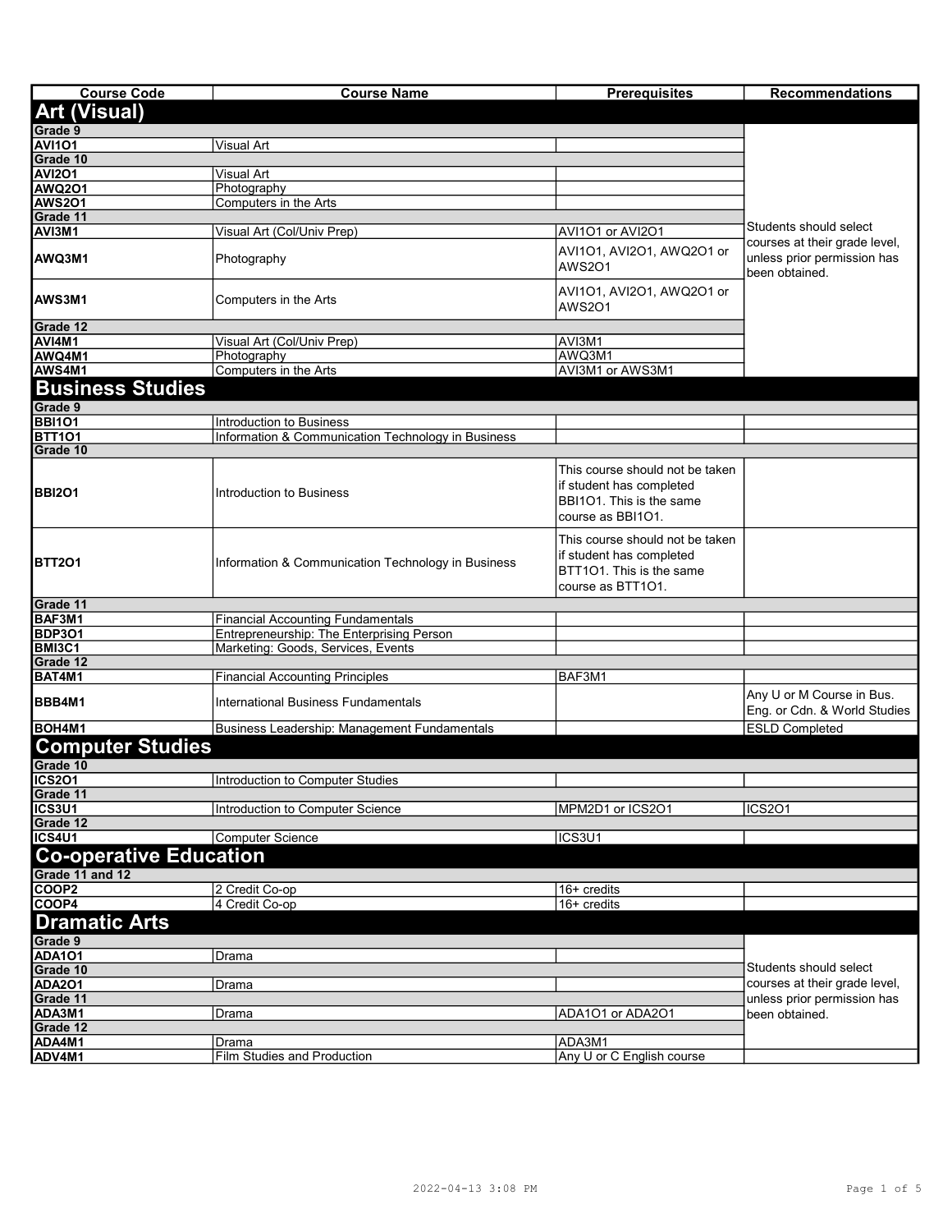| Course Code | Course Name | Prerequisites | Recommendations |
|---|---|---|---|
| **Art (Visual)** | | | |
| **Grade 9** | | | |
| AVI1O1 | Visual Art | | Students should select courses at their grade level, unless prior permission has been obtained. |
| **Grade 10** | | | |
| AVI2O1 | Visual Art | | |
| AWQ2O1 | Photography | | |
| AWS2O1 | Computers in the Arts | | |
| **Grade 11** | | | |
| AVI3M1 | Visual Art (Col/Univ Prep) | AVI1O1 or AVI2O1 | |
| AWQ3M1 | Photography | AVI1O1, AVI2O1, AWQ2O1 or AWS2O1 | |
| AWS3M1 | Computers in the Arts | AVI1O1, AVI2O1, AWQ2O1 or AWS2O1 | |
| **Grade 12** | | | |
| AVI4M1 | Visual Art (Col/Univ Prep) | AVI3M1 | |
| AWQ4M1 | Photography | AWQ3M1 | |
| AWS4M1 | Computers in the Arts | AVI3M1 or AWS3M1 | |
| **Business Studies** | | | |
| **Grade 9** | | | |
| BBI1O1 | Introduction to Business | | |
| BTT1O1 | Information & Communication Technology in Business | | |
| **Grade 10** | | | |
| BBI2O1 | Introduction to Business | This course should not be taken if student has completed BBI1O1. This is the same course as BBI1O1. | |
| BTT2O1 | Information & Communication Technology in Business | This course should not be taken if student has completed BTT1O1. This is the same course as BTT1O1. | |
| **Grade 11** | | | |
| BAF3M1 | Financial Accounting Fundamentals | | |
| BDP3O1 | Entrepreneurship: The Enterprising Person | | |
| BMI3C1 | Marketing: Goods, Services, Events | | |
| **Grade 12** | | | |
| BAT4M1 | Financial Accounting Principles | BAF3M1 | |
| BBB4M1 | International Business Fundamentals | | Any U or M Course in Bus. Eng. or Cdn. & World Studies |
| BOH4M1 | Business Leadership: Management Fundamentals | | ESLD Completed |
| **Computer Studies** | | | |
| **Grade 10** | | | |
| ICS2O1 | Introduction to Computer Studies | | |
| **Grade 11** | | | |
| ICS3U1 | Introduction to Computer Science | MPM2D1 or ICS2O1 | ICS2O1 |
| **Grade 12** | | | |
| ICS4U1 | Computer Science | ICS3U1 | |
| **Co-operative Education** | | | |
| **Grade 11 and 12** | | | |
| COOP2 | 2 Credit Co-op | 16+ credits | |
| COOP4 | 4 Credit Co-op | 16+ credits | |
| **Dramatic Arts** | | | |
| **Grade 9** | | | |
| ADA1O1 | Drama | | Students should select courses at their grade level, unless prior permission has been obtained. |
| **Grade 10** | | | |
| ADA2O1 | Drama | | |
| **Grade 11** | | | |
| ADA3M1 | Drama | ADA1O1 or ADA2O1 | |
| **Grade 12** | | | |
| ADA4M1 | Drama | ADA3M1 | |
| ADV4M1 | Film Studies and Production | Any U or C English course | |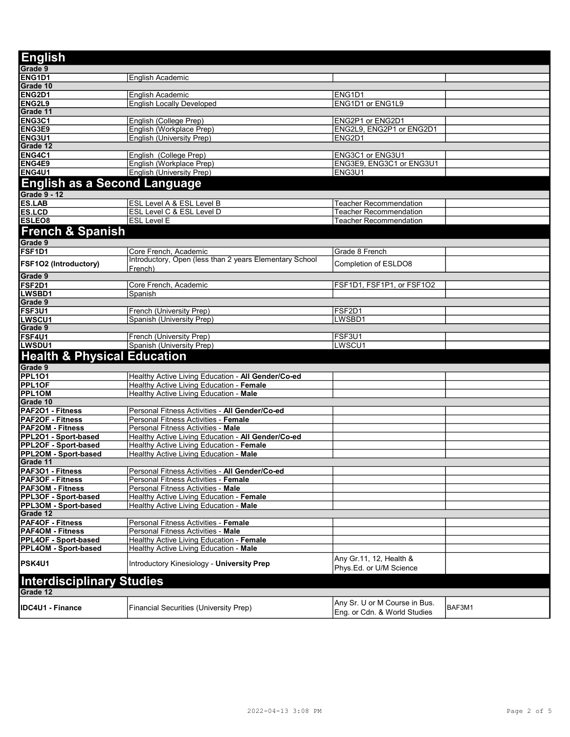## English

| | | | |
|---|---|---|---|
| **Grade 9** | | | |
| **ENG1D1** | English Academic | | |
| **Grade 10** | | | |
| **ENG2D1** | English Academic | ENG1D1 | |
| **ENG2L9** | English Locally Developed | ENG1D1 or ENG1L9 | |
| **Grade 11** | | | |
| **ENG3C1** | English (College Prep) | ENG2P1 or ENG2D1 | |
| **ENG3E9** | English (Workplace Prep) | ENG2L9, ENG2P1 or ENG2D1 | |
| **ENG3U1** | English (University Prep) | ENG2D1 | |
| **Grade 12** | | | |
| **ENG4C1** | English (College Prep) | ENG3C1 or ENG3U1 | |
| **ENG4E9** | English (Workplace Prep) | ENG3E9, ENG3C1 or ENG3U1 | |
| **ENG4U1** | English (University Prep) | ENG3U1 | |

## English as a Second Language

| | | | |
|---|---|---|---|
| **Grade 9 - 12** | | | |
| **ES.LAB** | ESL Level A & ESL Level B | Teacher Recommendation | |
| **ES.LCD** | ESL Level C & ESL Level D | Teacher Recommendation | |
| **ESLEO8** | ESL Level E | Teacher Recommendation | |

## French & Spanish

| | | | |
|---|---|---|---|
| **Grade 9** | | | |
| **FSF1D1** | Core French, Academic | Grade 8 French | |
| **FSF1O2 (Introductory)** | Introductory, Open (less than 2 years Elementary School French) | Completion of ESLDO8 | |
| **Grade 9** | | | |
| **FSF2D1** | Core French, Academic | FSF1D1, FSF1P1, or FSF1O2 | |
| **LWSBD1** | Spanish | | |
| **Grade 9** | | | |
| **FSF3U1** | French (University Prep) | FSF2D1 | |
| **LWSCU1** | Spanish (University Prep) | LWSBD1 | |
| **Grade 9** | | | |
| **FSF4U1** | French (University Prep) | FSF3U1 | |
| **LWSDU1** | Spanish (University Prep) | LWSCU1 | |

## Health & Physical Education

| | | | |
|---|---|---|---|
| **Grade 9** | | | |
| **PPL1O1** | Healthy Active Living Education - **All Gender/Co-ed** | | |
| **PPL1OF** | Healthy Active Living Education - **Female** | | |
| **PPL1OM** | Healthy Active Living Education - **Male** | | |
| **Grade 10** | | | |
| **PAF2O1 - Fitness** | Personal Fitness Activities - **All Gender/Co-ed** | | |
| **PAF2OF - Fitness** | Personal Fitness Activities - **Female** | | |
| **PAF2OM - Fitness** | Personal Fitness Activities - **Male** | | |
| **PPL2O1 - Sport-based** | Healthy Active Living Education - **All Gender/Co-ed** | | |
| **PPL2OF - Sport-based** | Healthy Active Living Education - **Female** | | |
| **PPL2OM - Sport-based** | Healthy Active Living Education - **Male** | | |
| **Grade 11** | | | |
| **PAF3O1 - Fitness** | Personal Fitness Activities - **All Gender/Co-ed** | | |
| **PAF3OF - Fitness** | Personal Fitness Activities - **Female** | | |
| **PAF3OM - Fitness** | Personal Fitness Activities - **Male** | | |
| **PPL3OF - Sport-based** | Healthy Active Living Education - **Female** | | |
| **PPL3OM - Sport-based** | Healthy Active Living Education - **Male** | | |
| **Grade 12** | | | |
| **PAF4OF - Fitness** | Personal Fitness Activities - **Female** | | |
| **PAF4OM - Fitness** | Personal Fitness Activities - **Male** | | |
| **PPL4OF - Sport-based** | Healthy Active Living Education - **Female** | | |
| **PPL4OM - Sport-based** | Healthy Active Living Education - **Male** | | |
| **PSK4U1** | Introductory Kinesiology - **University Prep** | Any Gr.11, 12, Health & Phys.Ed. or U/M Science | |

## Interdisciplinary Studies

| | | | |
|---|---|---|---|
| **Grade 12** | | | |
| **IDC4U1 - Finance** | Financial Securities (University Prep) | Any Sr. U or M Course in Bus. Eng. or Cdn. & World Studies | BAF3M1 |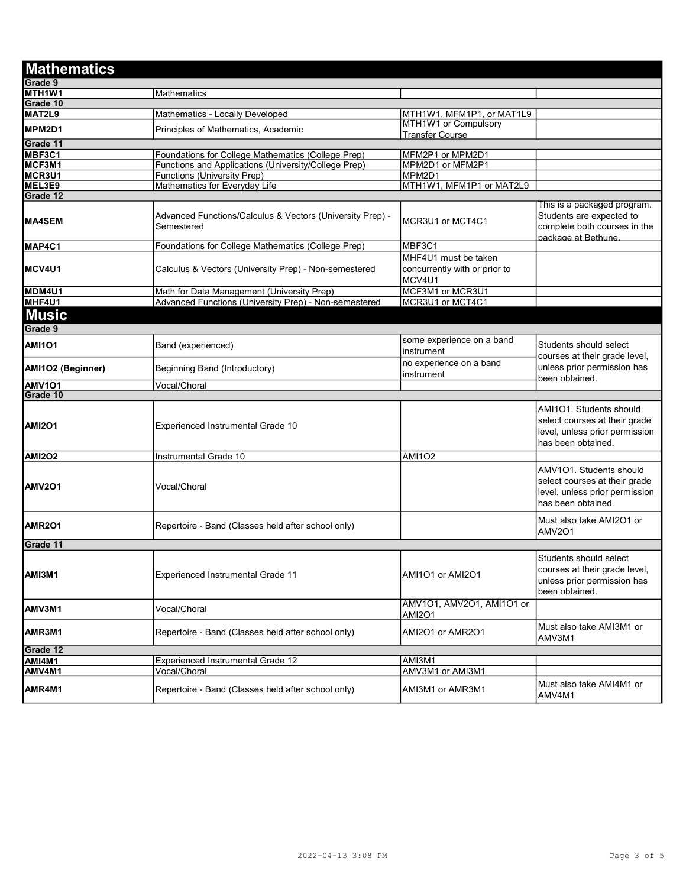## Mathematics

| Course Code | Course Name | Prerequisite | Notes |
|---|---|---|---|
| **Grade 9** | | | |
| **MTH1W1** | Mathematics | | |
| **Grade 10** | | | |
| **MAT2L9** | Mathematics - Locally Developed | MTH1W1, MFM1P1, or MAT1L9 | |
| **MPM2D1** | Principles of Mathematics, Academic | MTH1W1 or Compulsory Transfer Course | |
| **Grade 11** | | | |
| **MBF3C1** | Foundations for College Mathematics (College Prep) | MFM2P1 or MPM2D1 | |
| **MCF3M1** | Functions and Applications (University/College Prep) | MPM2D1 or MFM2P1 | |
| **MCR3U1** | Functions (University Prep) | MPM2D1 | |
| **MEL3E9** | Mathematics for Everyday Life | MTH1W1, MFM1P1 or MAT2L9 | |
| **Grade 12** | | | |
| **MA4SEM** | Advanced Functions/Calculus & Vectors (University Prep) - Semestered | MCR3U1 or MCT4C1 | This is a packaged program. Students are expected to complete both courses in the package at Bethune. |
| **MAP4C1** | Foundations for College Mathematics (College Prep) | MBF3C1 | |
| **MCV4U1** | Calculus & Vectors (University Prep) - Non-semestered | MHF4U1 must be taken concurrently with or prior to MCV4U1 | |
| **MDM4U1** | Math for Data Management (University Prep) | MCF3M1 or MCR3U1 | |
| **MHF4U1** | Advanced Functions (University Prep) - Non-semestered | MCR3U1 or MCT4C1 | |

## Music

| Course Code | Course Name | Prerequisite | Notes |
|---|---|---|---|
| **Grade 9** | | | |
| **AMI1O1** | Band (experienced) | some experience on a band instrument | Students should select courses at their grade level, unless prior permission has been obtained. |
| **AMI1O2 (Beginner)** | Beginning Band (Introductory) | no experience on a band instrument | |
| **AMV1O1** | Vocal/Choral | | |
| **Grade 10** | | | |
| **AMI2O1** | Experienced Instrumental Grade 10 | | AMI1O1. Students should select courses at their grade level, unless prior permission has been obtained. |
| **AMI2O2** | Instrumental Grade 10 | AMI1O2 | |
| **AMV2O1** | Vocal/Choral | | AMV1O1. Students should select courses at their grade level, unless prior permission has been obtained. |
| **AMR2O1** | Repertoire - Band (Classes held after school only) | | Must also take AMI2O1 or AMV2O1 |
| **Grade 11** | | | |
| **AMI3M1** | Experienced Instrumental Grade 11 | AMI1O1 or AMI2O1 | Students should select courses at their grade level, unless prior permission has been obtained. |
| **AMV3M1** | Vocal/Choral | AMV1O1, AMV2O1, AMI1O1 or AMI2O1 | |
| **AMR3M1** | Repertoire - Band (Classes held after school only) | AMI2O1 or AMR2O1 | Must also take AMI3M1 or AMV3M1 |
| **Grade 12** | | | |
| **AMI4M1** | Experienced Instrumental Grade 12 | AMI3M1 | |
| **AMV4M1** | Vocal/Choral | AMV3M1 or AMI3M1 | |
| **AMR4M1** | Repertoire - Band (Classes held after school only) | AMI3M1 or AMR3M1 | Must also take AMI4M1 or AMV4M1 |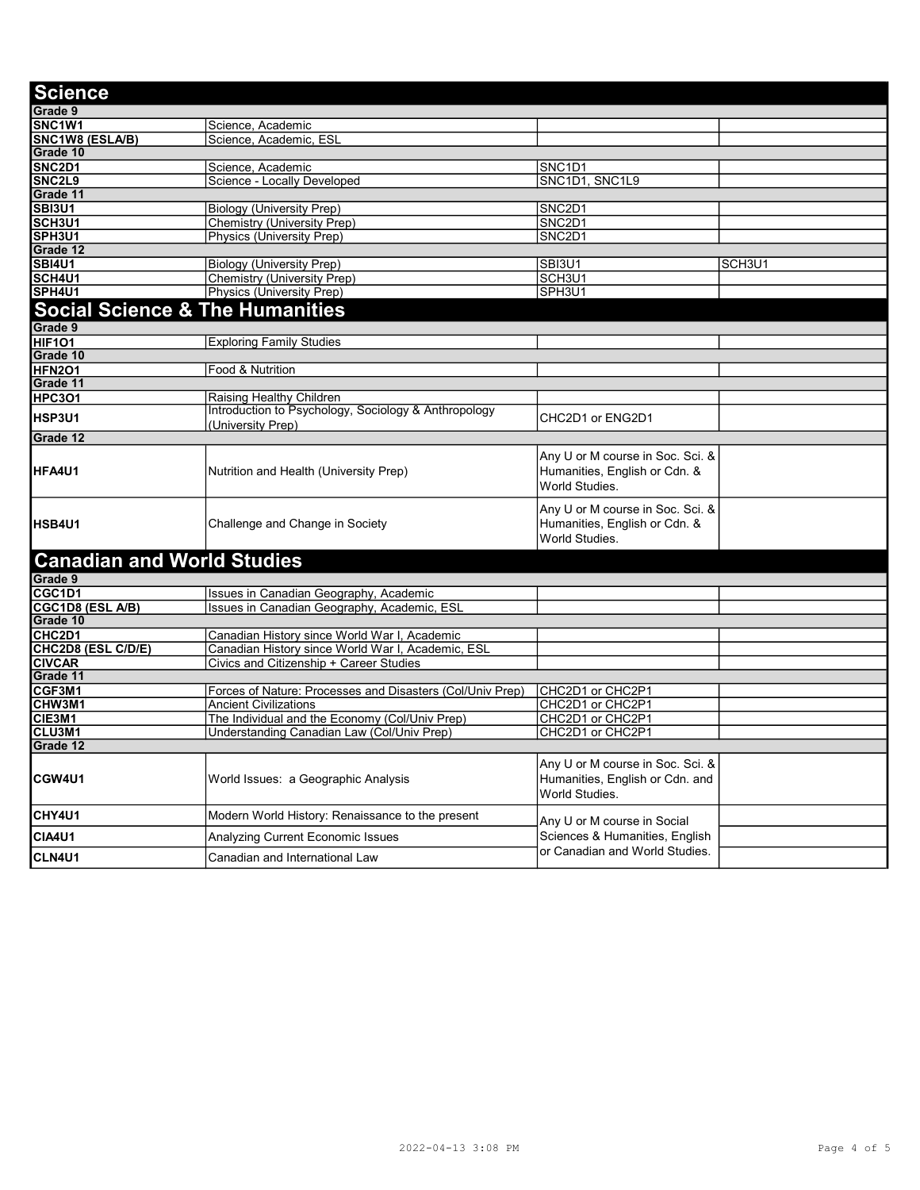## Science

| Course | Title | Prerequisite | Prerequisite |
|---|---|---|---|
| **Grade 9** | | | |
| **SNC1W1** | Science, Academic | | |
| **SNC1W8 (ESLA/B)** | Science, Academic, ESL | | |
| **Grade 10** | | | |
| **SNC2D1** | Science, Academic | SNC1D1 | |
| **SNC2L9** | Science - Locally Developed | SNC1D1, SNC1L9 | |
| **Grade 11** | | | |
| **SBI3U1** | Biology (University Prep) | SNC2D1 | |
| **SCH3U1** | Chemistry (University Prep) | SNC2D1 | |
| **SPH3U1** | Physics (University Prep) | SNC2D1 | |
| **Grade 12** | | | |
| **SBI4U1** | Biology (University Prep) | SBI3U1 | SCH3U1 |
| **SCH4U1** | Chemistry (University Prep) | SCH3U1 | |
| **SPH4U1** | Physics (University Prep) | SPH3U1 | |

## Social Science & The Humanities

| Course | Title | Prerequisite | Prerequisite |
|---|---|---|---|
| **Grade 9** | | | |
| **HIF1O1** | Exploring Family Studies | | |
| **Grade 10** | | | |
| **HFN2O1** | Food & Nutrition | | |
| **Grade 11** | | | |
| **HPC3O1** | Raising Healthy Children | | |
| **HSP3U1** | Introduction to Psychology, Sociology & Anthropology (University Prep) | CHC2D1 or ENG2D1 | |
| **Grade 12** | | | |
| **HFA4U1** | Nutrition and Health (University Prep) | Any U or M course in Soc. Sci. & Humanities, English or Cdn. & World Studies. | |
| **HSB4U1** | Challenge and Change in Society | Any U or M course in Soc. Sci. & Humanities, English or Cdn. & World Studies. | |

## Canadian and World Studies

| Course | Title | Prerequisite | Prerequisite |
|---|---|---|---|
| **Grade 9** | | | |
| **CGC1D1** | Issues in Canadian Geography, Academic | | |
| **CGC1D8 (ESL A/B)** | Issues in Canadian Geography, Academic, ESL | | |
| **Grade 10** | | | |
| **CHC2D1** | Canadian History since World War I, Academic | | |
| **CHC2D8 (ESL C/D/E)** | Canadian History since World War I, Academic, ESL | | |
| **CIVCAR** | Civics and Citizenship + Career Studies | | |
| **Grade 11** | | | |
| **CGF3M1** | Forces of Nature: Processes and Disasters (Col/Univ Prep) | CHC2D1 or CHC2P1 | |
| **CHW3M1** | Ancient Civilizations | CHC2D1 or CHC2P1 | |
| **CIE3M1** | The Individual and the Economy (Col/Univ Prep) | CHC2D1 or CHC2P1 | |
| **CLU3M1** | Understanding Canadian Law (Col/Univ Prep) | CHC2D1 or CHC2P1 | |
| **Grade 12** | | | |
| **CGW4U1** | World Issues: a Geographic Analysis | Any U or M course in Soc. Sci. & Humanities, English or Cdn. and World Studies. | |
| **CHY4U1** | Modern World History: Renaissance to the present | Any U or M course in Social Sciences & Humanities, English or Canadian and World Studies. | |
| **CIA4U1** | Analyzing Current Economic Issues | | |
| **CLN4U1** | Canadian and International Law | | |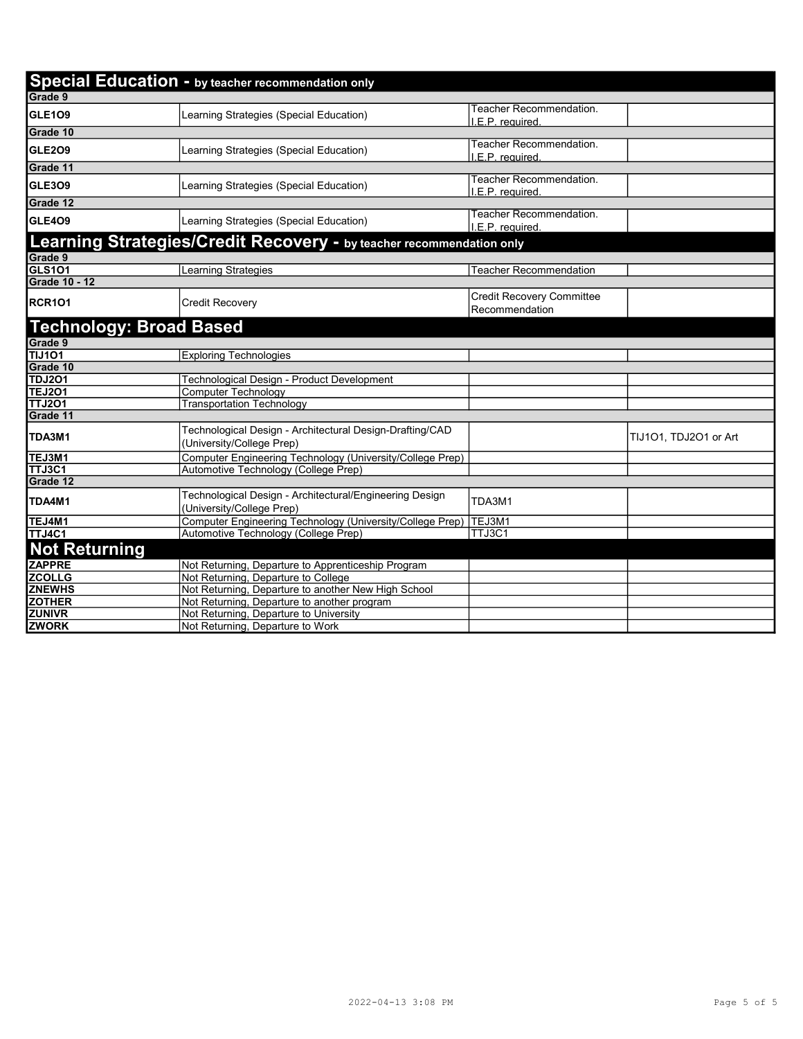## Special Education - by teacher recommendation only

| | | | |
|---|---|---|---|
| **Grade 9** | | | |
| **GLE1O9** | Learning Strategies (Special Education) | Teacher Recommendation. I.E.P. required. | |
| **Grade 10** | | | |
| **GLE2O9** | Learning Strategies (Special Education) | Teacher Recommendation. I.E.P. required. | |
| **Grade 11** | | | |
| **GLE3O9** | Learning Strategies (Special Education) | Teacher Recommendation. I.E.P. required. | |
| **Grade 12** | | | |
| **GLE4O9** | Learning Strategies (Special Education) | Teacher Recommendation. I.E.P. required. | |

## Learning Strategies/Credit Recovery - by teacher recommendation only

| | | | |
|---|---|---|---|
| **Grade 9** | | | |
| **GLS1O1** | Learning Strategies | Teacher Recommendation | |
| **Grade 10 - 12** | | | |
| **RCR1O1** | Credit Recovery | Credit Recovery Committee Recommendation | |

## Technology: Broad Based

| | | | |
|---|---|---|---|
| **Grade 9** | | | |
| **TIJ1O1** | Exploring Technologies | | |
| **Grade 10** | | | |
| **TDJ2O1** | Technological Design - Product Development | | |
| **TEJ2O1** | Computer Technology | | |
| **TTJ2O1** | Transportation Technology | | |
| **Grade 11** | | | |
| **TDA3M1** | Technological Design - Architectural Design-Drafting/CAD (University/College Prep) | | TIJ1O1, TDJ2O1 or Art |
| **TEJ3M1** | Computer Engineering Technology (University/College Prep) | | |
| **TTJ3C1** | Automotive Technology (College Prep) | | |
| **Grade 12** | | | |
| **TDA4M1** | Technological Design - Architectural/Engineering Design (University/College Prep) | TDA3M1 | |
| **TEJ4M1** | Computer Engineering Technology (University/College Prep) | TEJ3M1 | |
| **TTJ4C1** | Automotive Technology (College Prep) | TTJ3C1 | |

## Not Returning

| | | | |
|---|---|---|---|
| **ZAPPRE** | Not Returning, Departure to Apprenticeship Program | | |
| **ZCOLLG** | Not Returning, Departure to College | | |
| **ZNEWHS** | Not Returning, Departure to another New High School | | |
| **ZOTHER** | Not Returning, Departure to another program | | |
| **ZUNIVR** | Not Returning, Departure to University | | |
| **ZWORK** | Not Returning, Departure to Work | | |

2022-04-13 3:08 PM